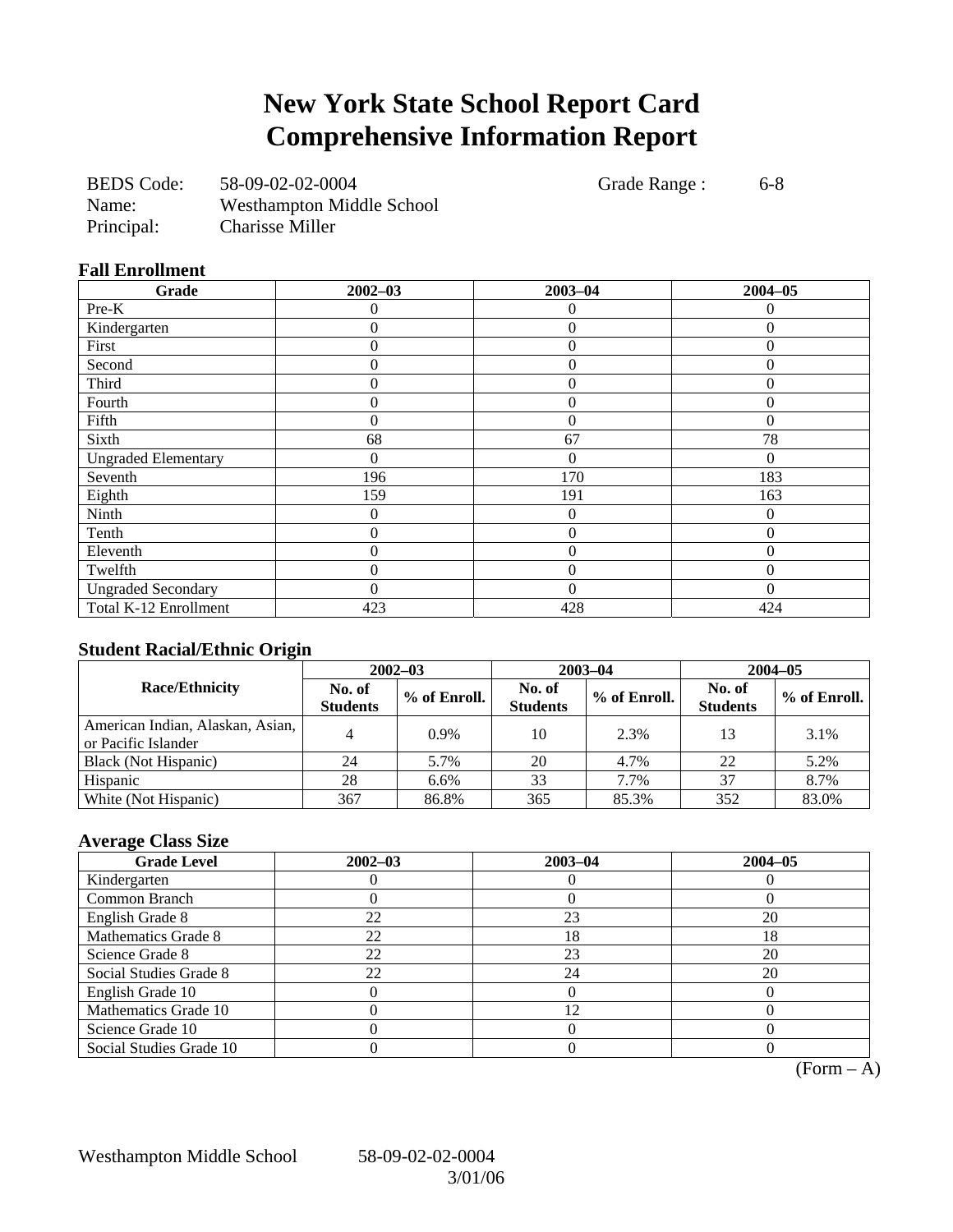# New York State School Report Card
# Comprehensive Information Report

BEDS Code: 58-09-02-02-0004 Grade Range : 6-8
Name: Westhampton Middle School
Principal: Charisse Miller

### Fall Enrollment

| Grade | 2002–03 | 2003–04 | 2004–05 |
|---|---|---|---|
| Pre-K | 0 | 0 | 0 |
| Kindergarten | 0 | 0 | 0 |
| First | 0 | 0 | 0 |
| Second | 0 | 0 | 0 |
| Third | 0 | 0 | 0 |
| Fourth | 0 | 0 | 0 |
| Fifth | 0 | 0 | 0 |
| Sixth | 68 | 67 | 78 |
| Ungraded Elementary | 0 | 0 | 0 |
| Seventh | 196 | 170 | 183 |
| Eighth | 159 | 191 | 163 |
| Ninth | 0 | 0 | 0 |
| Tenth | 0 | 0 | 0 |
| Eleventh | 0 | 0 | 0 |
| Twelfth | 0 | 0 | 0 |
| Ungraded Secondary | 0 | 0 | 0 |
| Total K-12 Enrollment | 423 | 428 | 424 |

### Student Racial/Ethnic Origin

| Race/Ethnicity | 2002–03 | | 2003–04 | | 2004–05 | |
|---|---|---|---|---|---|---|
| | No. of Students | % of Enroll. | No. of Students | % of Enroll. | No. of Students | % of Enroll. |
| American Indian, Alaskan, Asian, or Pacific Islander | 4 | 0.9% | 10 | 2.3% | 13 | 3.1% |
| Black (Not Hispanic) | 24 | 5.7% | 20 | 4.7% | 22 | 5.2% |
| Hispanic | 28 | 6.6% | 33 | 7.7% | 37 | 8.7% |
| White (Not Hispanic) | 367 | 86.8% | 365 | 85.3% | 352 | 83.0% |

### Average Class Size

| Grade Level | 2002–03 | 2003–04 | 2004–05 |
|---|---|---|---|
| Kindergarten | 0 | 0 | 0 |
| Common Branch | 0 | 0 | 0 |
| English Grade 8 | 22 | 23 | 20 |
| Mathematics Grade 8 | 22 | 18 | 18 |
| Science Grade 8 | 22 | 23 | 20 |
| Social Studies Grade 8 | 22 | 24 | 20 |
| English Grade 10 | 0 | 0 | 0 |
| Mathematics Grade 10 | 0 | 12 | 0 |
| Science Grade 10 | 0 | 0 | 0 |
| Social Studies Grade 10 | 0 | 0 | 0 |

(Form – A)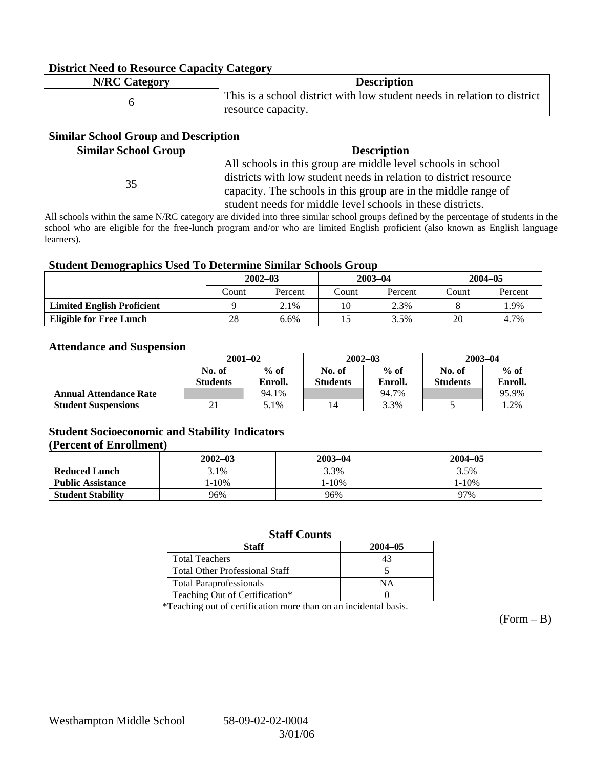### District Need to Resource Capacity Category

| N/RC Category | Description |
|---|---|
| 6 | This is a school district with low student needs in relation to district resource capacity. |

### Similar School Group and Description

| Similar School Group | Description |
|---|---|
| 35 | All schools in this group are middle level schools in school districts with low student needs in relation to district resource capacity. The schools in this group are in the middle range of student needs for middle level schools in these districts. |

All schools within the same N/RC category are divided into three similar school groups defined by the percentage of students in the school who are eligible for the free-lunch program and/or who are limited English proficient (also known as English language learners).

### Student Demographics Used To Determine Similar Schools Group

| | 2002–03 | | 2003–04 | | 2004–05 | |
|---|---|---|---|---|---|---|
| | Count | Percent | Count | Percent | Count | Percent |
| **Limited English Proficient** | 9 | 2.1% | 10 | 2.3% | 8 | 1.9% |
| **Eligible for Free Lunch** | 28 | 6.6% | 15 | 3.5% | 20 | 4.7% |

### Attendance and Suspension

| | 2001–02 | | 2002–03 | | 2003–04 | |
|---|---|---|---|---|---|---|
| | No. of Students | % of Enroll. | No. of Students | % of Enroll. | No. of Students | % of Enroll. |
| **Annual Attendance Rate** | | 94.1% | | 94.7% | | 95.9% |
| **Student Suspensions** | 21 | 5.1% | 14 | 3.3% | 5 | 1.2% |

### Student Socioeconomic and Stability Indicators
### (Percent of Enrollment)

| | 2002–03 | 2003–04 | 2004–05 |
|---|---|---|---|
| **Reduced Lunch** | 3.1% | 3.3% | 3.5% |
| **Public Assistance** | 1-10% | 1-10% | 1-10% |
| **Student Stability** | 96% | 96% | 97% |

### Staff Counts

| Staff | 2004–05 |
|---|---|
| Total Teachers | 43 |
| Total Other Professional Staff | 5 |
| Total Paraprofessionals | NA |
| Teaching Out of Certification* | 0 |

*Teaching out of certification more than on an incidental basis.

(Form – B)

Westhampton Middle School 58-09-02-02-0004

3/01/06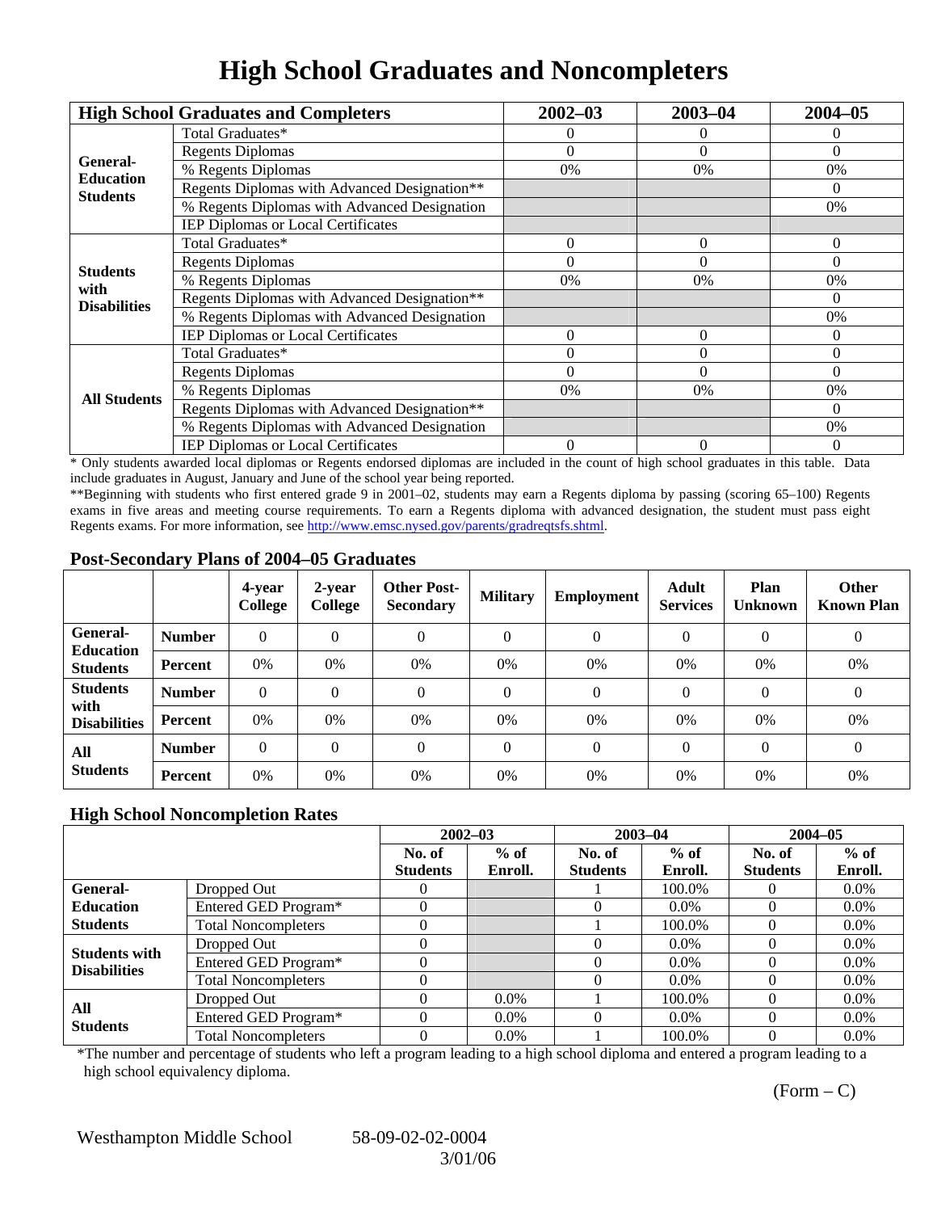# High School Graduates and Noncompleters

| High School Graduates and Completers | | 2002–03 | 2003–04 | 2004–05 |
|---|---|---|---|---|
| General-Education Students | Total Graduates* | 0 | 0 | 0 |
| | Regents Diplomas | 0 | 0 | 0 |
| | % Regents Diplomas | 0% | 0% | 0% |
| | Regents Diplomas with Advanced Designation** | | | 0 |
| | % Regents Diplomas with Advanced Designation | | | 0% |
| | IEP Diplomas or Local Certificates | | | |
| Students with Disabilities | Total Graduates* | 0 | 0 | 0 |
| | Regents Diplomas | 0 | 0 | 0 |
| | % Regents Diplomas | 0% | 0% | 0% |
| | Regents Diplomas with Advanced Designation** | | | 0 |
| | % Regents Diplomas with Advanced Designation | | | 0% |
| | IEP Diplomas or Local Certificates | 0 | 0 | 0 |
| All Students | Total Graduates* | 0 | 0 | 0 |
| | Regents Diplomas | 0 | 0 | 0 |
| | % Regents Diplomas | 0% | 0% | 0% |
| | Regents Diplomas with Advanced Designation** | | | 0 |
| | % Regents Diplomas with Advanced Designation | | | 0% |
| | IEP Diplomas or Local Certificates | 0 | 0 | 0 |

* Only students awarded local diplomas or Regents endorsed diplomas are included in the count of high school graduates in this table. Data include graduates in August, January and June of the school year being reported.

**Beginning with students who first entered grade 9 in 2001–02, students may earn a Regents diploma by passing (scoring 65–100) Regents exams in five areas and meeting course requirements. To earn a Regents diploma with advanced designation, the student must pass eight Regents exams. For more information, see http://www.emsc.nysed.gov/parents/gradreqtsfs.shtml.

## Post-Secondary Plans of 2004–05 Graduates

| | | 4-year College | 2-year College | Other Post-Secondary | Military | Employment | Adult Services | Plan Unknown | Other Known Plan |
|---|---|---|---|---|---|---|---|---|---|
| General-Education Students | Number | 0 | 0 | 0 | 0 | 0 | 0 | 0 | 0 |
| | Percent | 0% | 0% | 0% | 0% | 0% | 0% | 0% | 0% |
| Students with Disabilities | Number | 0 | 0 | 0 | 0 | 0 | 0 | 0 | 0 |
| | Percent | 0% | 0% | 0% | 0% | 0% | 0% | 0% | 0% |
| All Students | Number | 0 | 0 | 0 | 0 | 0 | 0 | 0 | 0 |
| | Percent | 0% | 0% | 0% | 0% | 0% | 0% | 0% | 0% |

## High School Noncompletion Rates

| | | 2002–03 | | 2003–04 | | 2004–05 | |
|---|---|---|---|---|---|---|---|
| | | No. of Students | % of Enroll. | No. of Students | % of Enroll. | No. of Students | % of Enroll. |
| General-Education Students | Dropped Out | 0 | | 1 | 100.0% | 0 | 0.0% |
| | Entered GED Program* | 0 | | 0 | 0.0% | 0 | 0.0% |
| | Total Noncompleters | 0 | | 1 | 100.0% | 0 | 0.0% |
| Students with Disabilities | Dropped Out | 0 | | 0 | 0.0% | 0 | 0.0% |
| | Entered GED Program* | 0 | | 0 | 0.0% | 0 | 0.0% |
| | Total Noncompleters | 0 | | 0 | 0.0% | 0 | 0.0% |
| All Students | Dropped Out | 0 | 0.0% | 1 | 100.0% | 0 | 0.0% |
| | Entered GED Program* | 0 | 0.0% | 0 | 0.0% | 0 | 0.0% |
| | Total Noncompleters | 0 | 0.0% | 1 | 100.0% | 0 | 0.0% |

*The number and percentage of students who left a program leading to a high school diploma and entered a program leading to a high school equivalency diploma.

(Form – C)

Westhampton Middle School 58-09-02-02-0004 3/01/06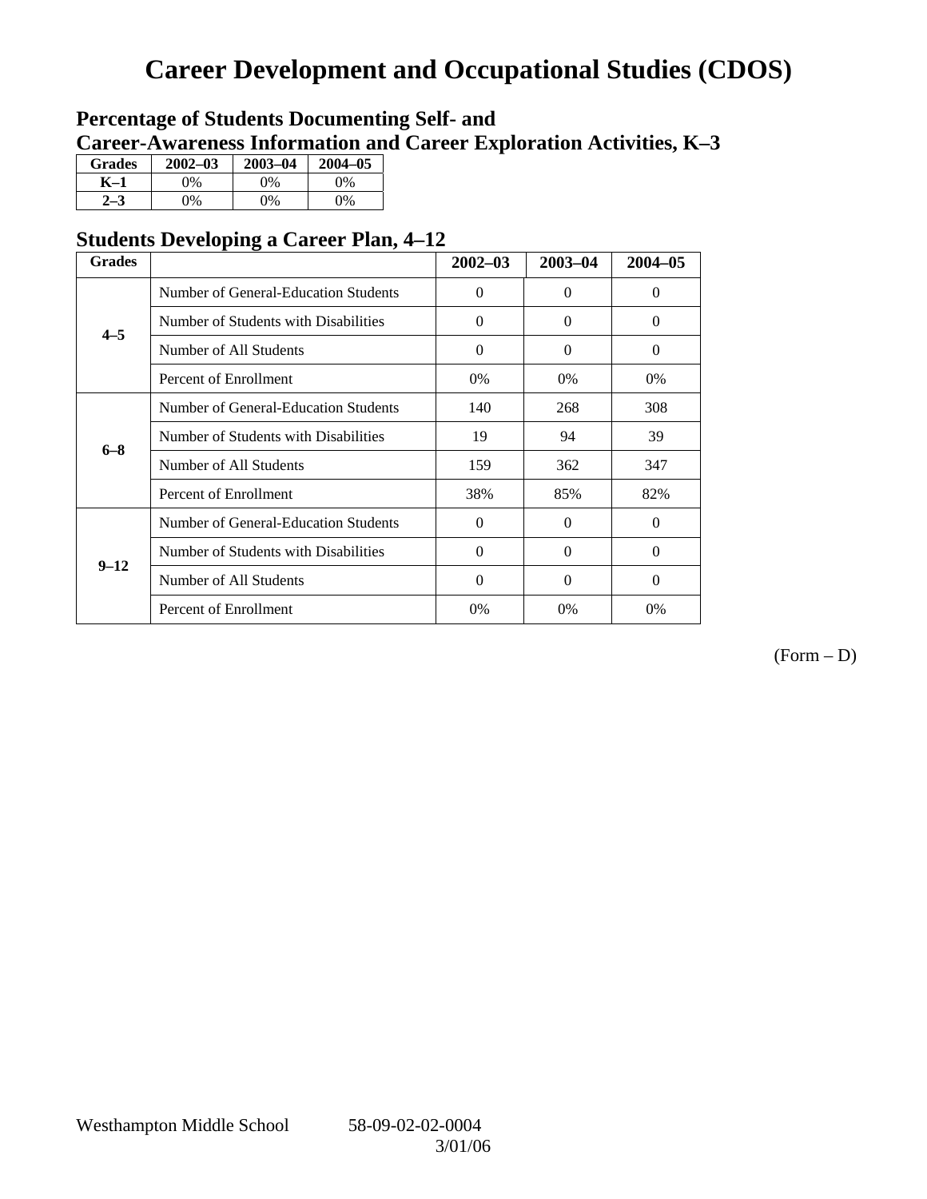# Career Development and Occupational Studies (CDOS)

## Percentage of Students Documenting Self- and Career-Awareness Information and Career Exploration Activities, K–3

| Grades | 2002–03 | 2003–04 | 2004–05 |
|---|---|---|---|
| K–1 | 0% | 0% | 0% |
| 2–3 | 0% | 0% | 0% |

## Students Developing a Career Plan, 4–12

| Grades | | 2002–03 | 2003–04 | 2004–05 |
|---|---|---|---|---|
| 4–5 | Number of General-Education Students | 0 | 0 | 0 |
| | Number of Students with Disabilities | 0 | 0 | 0 |
| | Number of All Students | 0 | 0 | 0 |
| | Percent of Enrollment | 0% | 0% | 0% |
| 6–8 | Number of General-Education Students | 140 | 268 | 308 |
| | Number of Students with Disabilities | 19 | 94 | 39 |
| | Number of All Students | 159 | 362 | 347 |
| | Percent of Enrollment | 38% | 85% | 82% |
| 9–12 | Number of General-Education Students | 0 | 0 | 0 |
| | Number of Students with Disabilities | 0 | 0 | 0 |
| | Number of All Students | 0 | 0 | 0 |
| | Percent of Enrollment | 0% | 0% | 0% |

(Form – D)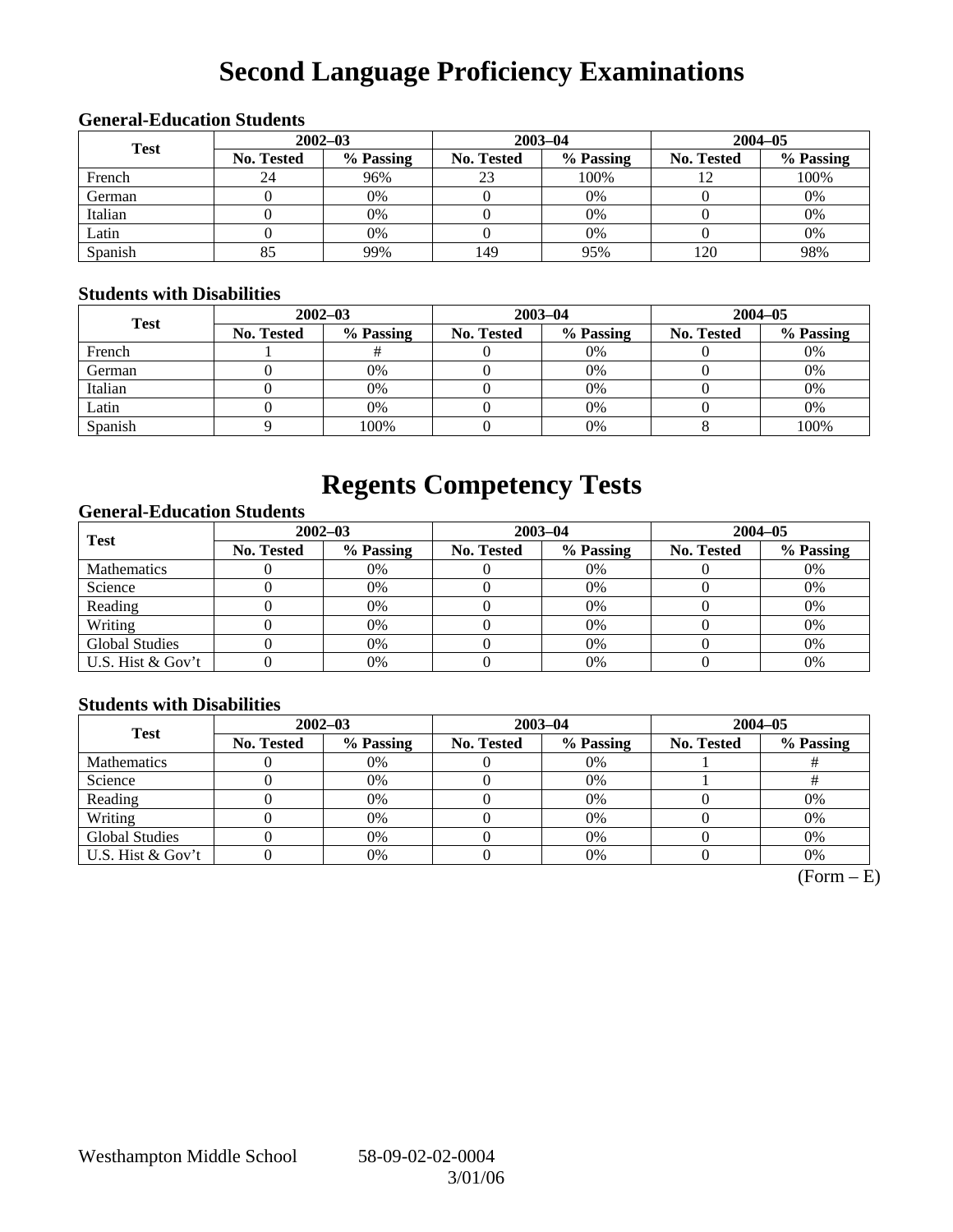# Second Language Proficiency Examinations

### General-Education Students

| Test | 2002–03 | | 2003–04 | | 2004–05 | |
|---|---|---|---|---|---|---|
| | No. Tested | % Passing | No. Tested | % Passing | No. Tested | % Passing |
| French | 24 | 96% | 23 | 100% | 12 | 100% |
| German | 0 | 0% | 0 | 0% | 0 | 0% |
| Italian | 0 | 0% | 0 | 0% | 0 | 0% |
| Latin | 0 | 0% | 0 | 0% | 0 | 0% |
| Spanish | 85 | 99% | 149 | 95% | 120 | 98% |

### Students with Disabilities

| Test | 2002–03 | | 2003–04 | | 2004–05 | |
|---|---|---|---|---|---|---|
| | No. Tested | % Passing | No. Tested | % Passing | No. Tested | % Passing |
| French | 1 | # | 0 | 0% | 0 | 0% |
| German | 0 | 0% | 0 | 0% | 0 | 0% |
| Italian | 0 | 0% | 0 | 0% | 0 | 0% |
| Latin | 0 | 0% | 0 | 0% | 0 | 0% |
| Spanish | 9 | 100% | 0 | 0% | 8 | 100% |

# Regents Competency Tests

### General-Education Students

| Test | 2002–03 | | 2003–04 | | 2004–05 | |
|---|---|---|---|---|---|---|
| | No. Tested | % Passing | No. Tested | % Passing | No. Tested | % Passing |
| Mathematics | 0 | 0% | 0 | 0% | 0 | 0% |
| Science | 0 | 0% | 0 | 0% | 0 | 0% |
| Reading | 0 | 0% | 0 | 0% | 0 | 0% |
| Writing | 0 | 0% | 0 | 0% | 0 | 0% |
| Global Studies | 0 | 0% | 0 | 0% | 0 | 0% |
| U.S. Hist & Gov't | 0 | 0% | 0 | 0% | 0 | 0% |

### Students with Disabilities

| Test | 2002–03 | | 2003–04 | | 2004–05 | |
|---|---|---|---|---|---|---|
| | No. Tested | % Passing | No. Tested | % Passing | No. Tested | % Passing |
| Mathematics | 0 | 0% | 0 | 0% | 1 | # |
| Science | 0 | 0% | 0 | 0% | 1 | # |
| Reading | 0 | 0% | 0 | 0% | 0 | 0% |
| Writing | 0 | 0% | 0 | 0% | 0 | 0% |
| Global Studies | 0 | 0% | 0 | 0% | 0 | 0% |
| U.S. Hist & Gov't | 0 | 0% | 0 | 0% | 0 | 0% |

(Form – E)

Westhampton Middle School 58-09-02-02-0004

3/01/06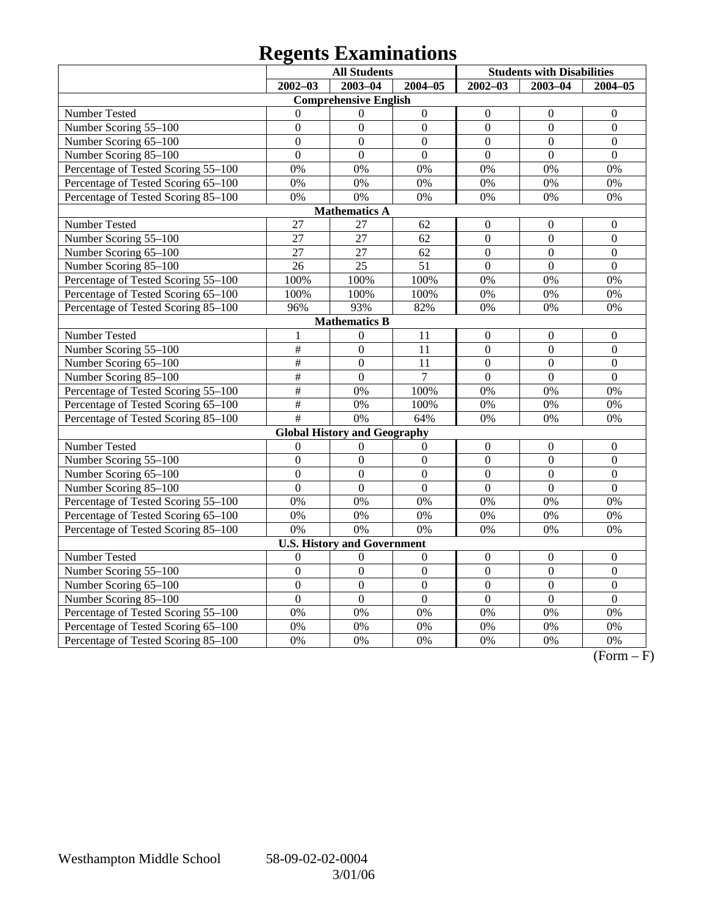# Regents Examinations

| | All Students | | | Students with Disabilities | | |
|---|---|---|---|---|---|---|
| | 2002–03 | 2003–04 | 2004–05 | 2002–03 | 2003–04 | 2004–05 |
| **Comprehensive English** | | | | | | |
| Number Tested | 0 | 0 | 0 | 0 | 0 | 0 |
| Number Scoring 55–100 | 0 | 0 | 0 | 0 | 0 | 0 |
| Number Scoring 65–100 | 0 | 0 | 0 | 0 | 0 | 0 |
| Number Scoring 85–100 | 0 | 0 | 0 | 0 | 0 | 0 |
| Percentage of Tested Scoring 55–100 | 0% | 0% | 0% | 0% | 0% | 0% |
| Percentage of Tested Scoring 65–100 | 0% | 0% | 0% | 0% | 0% | 0% |
| Percentage of Tested Scoring 85–100 | 0% | 0% | 0% | 0% | 0% | 0% |
| **Mathematics A** | | | | | | |
| Number Tested | 27 | 27 | 62 | 0 | 0 | 0 |
| Number Scoring 55–100 | 27 | 27 | 62 | 0 | 0 | 0 |
| Number Scoring 65–100 | 27 | 27 | 62 | 0 | 0 | 0 |
| Number Scoring 85–100 | 26 | 25 | 51 | 0 | 0 | 0 |
| Percentage of Tested Scoring 55–100 | 100% | 100% | 100% | 0% | 0% | 0% |
| Percentage of Tested Scoring 65–100 | 100% | 100% | 100% | 0% | 0% | 0% |
| Percentage of Tested Scoring 85–100 | 96% | 93% | 82% | 0% | 0% | 0% |
| **Mathematics B** | | | | | | |
| Number Tested | 1 | 0 | 11 | 0 | 0 | 0 |
| Number Scoring 55–100 | # | 0 | 11 | 0 | 0 | 0 |
| Number Scoring 65–100 | # | 0 | 11 | 0 | 0 | 0 |
| Number Scoring 85–100 | # | 0 | 7 | 0 | 0 | 0 |
| Percentage of Tested Scoring 55–100 | # | 0% | 100% | 0% | 0% | 0% |
| Percentage of Tested Scoring 65–100 | # | 0% | 100% | 0% | 0% | 0% |
| Percentage of Tested Scoring 85–100 | # | 0% | 64% | 0% | 0% | 0% |
| **Global History and Geography** | | | | | | |
| Number Tested | 0 | 0 | 0 | 0 | 0 | 0 |
| Number Scoring 55–100 | 0 | 0 | 0 | 0 | 0 | 0 |
| Number Scoring 65–100 | 0 | 0 | 0 | 0 | 0 | 0 |
| Number Scoring 85–100 | 0 | 0 | 0 | 0 | 0 | 0 |
| Percentage of Tested Scoring 55–100 | 0% | 0% | 0% | 0% | 0% | 0% |
| Percentage of Tested Scoring 65–100 | 0% | 0% | 0% | 0% | 0% | 0% |
| Percentage of Tested Scoring 85–100 | 0% | 0% | 0% | 0% | 0% | 0% |
| **U.S. History and Government** | | | | | | |
| Number Tested | 0 | 0 | 0 | 0 | 0 | 0 |
| Number Scoring 55–100 | 0 | 0 | 0 | 0 | 0 | 0 |
| Number Scoring 65–100 | 0 | 0 | 0 | 0 | 0 | 0 |
| Number Scoring 85–100 | 0 | 0 | 0 | 0 | 0 | 0 |
| Percentage of Tested Scoring 55–100 | 0% | 0% | 0% | 0% | 0% | 0% |
| Percentage of Tested Scoring 65–100 | 0% | 0% | 0% | 0% | 0% | 0% |
| Percentage of Tested Scoring 85–100 | 0% | 0% | 0% | 0% | 0% | 0% |

(Form – F)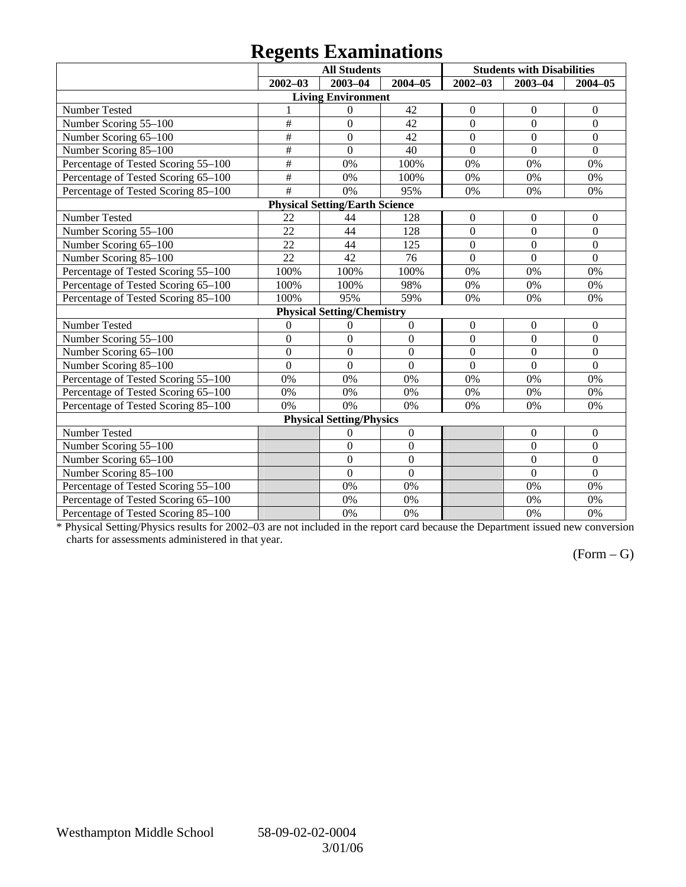# Regents Examinations

| | All Students | | | Students with Disabilities | | |
|---|---|---|---|---|---|---|
| | 2002–03 | 2003–04 | 2004–05 | 2002–03 | 2003–04 | 2004–05 |
| **Living Environment** | | | | | | |
| Number Tested | 1 | 0 | 42 | 0 | 0 | 0 |
| Number Scoring 55–100 | # | 0 | 42 | 0 | 0 | 0 |
| Number Scoring 65–100 | # | 0 | 42 | 0 | 0 | 0 |
| Number Scoring 85–100 | # | 0 | 40 | 0 | 0 | 0 |
| Percentage of Tested Scoring 55–100 | # | 0% | 100% | 0% | 0% | 0% |
| Percentage of Tested Scoring 65–100 | # | 0% | 100% | 0% | 0% | 0% |
| Percentage of Tested Scoring 85–100 | # | 0% | 95% | 0% | 0% | 0% |
| **Physical Setting/Earth Science** | | | | | | |
| Number Tested | 22 | 44 | 128 | 0 | 0 | 0 |
| Number Scoring 55–100 | 22 | 44 | 128 | 0 | 0 | 0 |
| Number Scoring 65–100 | 22 | 44 | 125 | 0 | 0 | 0 |
| Number Scoring 85–100 | 22 | 42 | 76 | 0 | 0 | 0 |
| Percentage of Tested Scoring 55–100 | 100% | 100% | 100% | 0% | 0% | 0% |
| Percentage of Tested Scoring 65–100 | 100% | 100% | 98% | 0% | 0% | 0% |
| Percentage of Tested Scoring 85–100 | 100% | 95% | 59% | 0% | 0% | 0% |
| **Physical Setting/Chemistry** | | | | | | |
| Number Tested | 0 | 0 | 0 | 0 | 0 | 0 |
| Number Scoring 55–100 | 0 | 0 | 0 | 0 | 0 | 0 |
| Number Scoring 65–100 | 0 | 0 | 0 | 0 | 0 | 0 |
| Number Scoring 85–100 | 0 | 0 | 0 | 0 | 0 | 0 |
| Percentage of Tested Scoring 55–100 | 0% | 0% | 0% | 0% | 0% | 0% |
| Percentage of Tested Scoring 65–100 | 0% | 0% | 0% | 0% | 0% | 0% |
| Percentage of Tested Scoring 85–100 | 0% | 0% | 0% | 0% | 0% | 0% |
| **Physical Setting/Physics** | | | | | | |
| Number Tested | | 0 | 0 | | 0 | 0 |
| Number Scoring 55–100 | | 0 | 0 | | 0 | 0 |
| Number Scoring 65–100 | | 0 | 0 | | 0 | 0 |
| Number Scoring 85–100 | | 0 | 0 | | 0 | 0 |
| Percentage of Tested Scoring 55–100 | | 0% | 0% | | 0% | 0% |
| Percentage of Tested Scoring 65–100 | | 0% | 0% | | 0% | 0% |
| Percentage of Tested Scoring 85–100 | | 0% | 0% | | 0% | 0% |

* Physical Setting/Physics results for 2002–03 are not included in the report card because the Department issued new conversion charts for assessments administered in that year.

(Form – G)

Westhampton Middle School 58-09-02-02-0004

3/01/06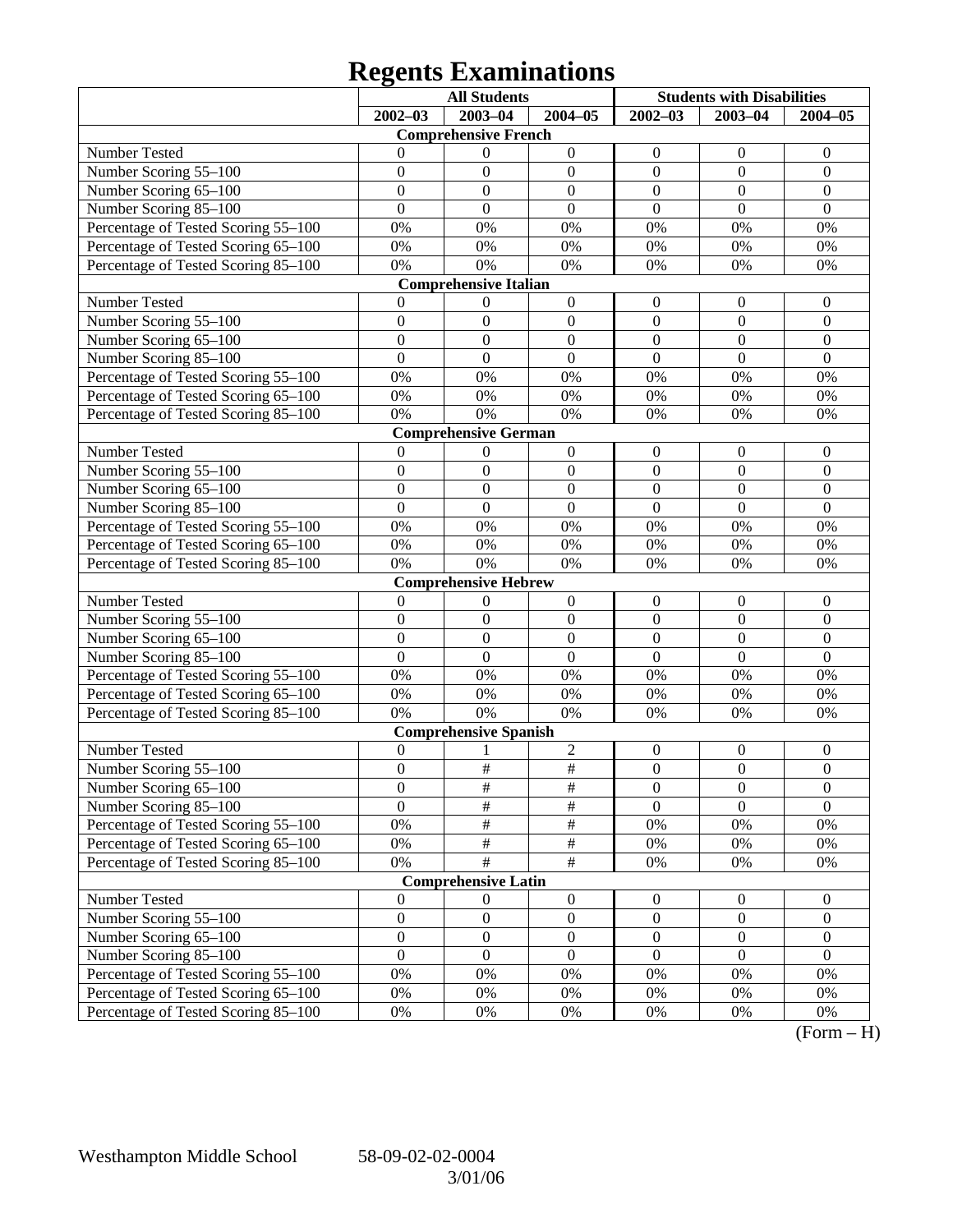# Regents Examinations

| | All Students | | | Students with Disabilities | | |
|---|---|---|---|---|---|---|
| | 2002–03 | 2003–04 | 2004–05 | 2002–03 | 2003–04 | 2004–05 |
| **Comprehensive French** | | | | | | |
| Number Tested | 0 | 0 | 0 | 0 | 0 | 0 |
| Number Scoring 55–100 | 0 | 0 | 0 | 0 | 0 | 0 |
| Number Scoring 65–100 | 0 | 0 | 0 | 0 | 0 | 0 |
| Number Scoring 85–100 | 0 | 0 | 0 | 0 | 0 | 0 |
| Percentage of Tested Scoring 55–100 | 0% | 0% | 0% | 0% | 0% | 0% |
| Percentage of Tested Scoring 65–100 | 0% | 0% | 0% | 0% | 0% | 0% |
| Percentage of Tested Scoring 85–100 | 0% | 0% | 0% | 0% | 0% | 0% |
| **Comprehensive Italian** | | | | | | |
| Number Tested | 0 | 0 | 0 | 0 | 0 | 0 |
| Number Scoring 55–100 | 0 | 0 | 0 | 0 | 0 | 0 |
| Number Scoring 65–100 | 0 | 0 | 0 | 0 | 0 | 0 |
| Number Scoring 85–100 | 0 | 0 | 0 | 0 | 0 | 0 |
| Percentage of Tested Scoring 55–100 | 0% | 0% | 0% | 0% | 0% | 0% |
| Percentage of Tested Scoring 65–100 | 0% | 0% | 0% | 0% | 0% | 0% |
| Percentage of Tested Scoring 85–100 | 0% | 0% | 0% | 0% | 0% | 0% |
| **Comprehensive German** | | | | | | |
| Number Tested | 0 | 0 | 0 | 0 | 0 | 0 |
| Number Scoring 55–100 | 0 | 0 | 0 | 0 | 0 | 0 |
| Number Scoring 65–100 | 0 | 0 | 0 | 0 | 0 | 0 |
| Number Scoring 85–100 | 0 | 0 | 0 | 0 | 0 | 0 |
| Percentage of Tested Scoring 55–100 | 0% | 0% | 0% | 0% | 0% | 0% |
| Percentage of Tested Scoring 65–100 | 0% | 0% | 0% | 0% | 0% | 0% |
| Percentage of Tested Scoring 85–100 | 0% | 0% | 0% | 0% | 0% | 0% |
| **Comprehensive Hebrew** | | | | | | |
| Number Tested | 0 | 0 | 0 | 0 | 0 | 0 |
| Number Scoring 55–100 | 0 | 0 | 0 | 0 | 0 | 0 |
| Number Scoring 65–100 | 0 | 0 | 0 | 0 | 0 | 0 |
| Number Scoring 85–100 | 0 | 0 | 0 | 0 | 0 | 0 |
| Percentage of Tested Scoring 55–100 | 0% | 0% | 0% | 0% | 0% | 0% |
| Percentage of Tested Scoring 65–100 | 0% | 0% | 0% | 0% | 0% | 0% |
| Percentage of Tested Scoring 85–100 | 0% | 0% | 0% | 0% | 0% | 0% |
| **Comprehensive Spanish** | | | | | | |
| Number Tested | 0 | 1 | 2 | 0 | 0 | 0 |
| Number Scoring 55–100 | 0 | # | # | 0 | 0 | 0 |
| Number Scoring 65–100 | 0 | # | # | 0 | 0 | 0 |
| Number Scoring 85–100 | 0 | # | # | 0 | 0 | 0 |
| Percentage of Tested Scoring 55–100 | 0% | # | # | 0% | 0% | 0% |
| Percentage of Tested Scoring 65–100 | 0% | # | # | 0% | 0% | 0% |
| Percentage of Tested Scoring 85–100 | 0% | # | # | 0% | 0% | 0% |
| **Comprehensive Latin** | | | | | | |
| Number Tested | 0 | 0 | 0 | 0 | 0 | 0 |
| Number Scoring 55–100 | 0 | 0 | 0 | 0 | 0 | 0 |
| Number Scoring 65–100 | 0 | 0 | 0 | 0 | 0 | 0 |
| Number Scoring 85–100 | 0 | 0 | 0 | 0 | 0 | 0 |
| Percentage of Tested Scoring 55–100 | 0% | 0% | 0% | 0% | 0% | 0% |
| Percentage of Tested Scoring 65–100 | 0% | 0% | 0% | 0% | 0% | 0% |
| Percentage of Tested Scoring 85–100 | 0% | 0% | 0% | 0% | 0% | 0% |

(Form – H)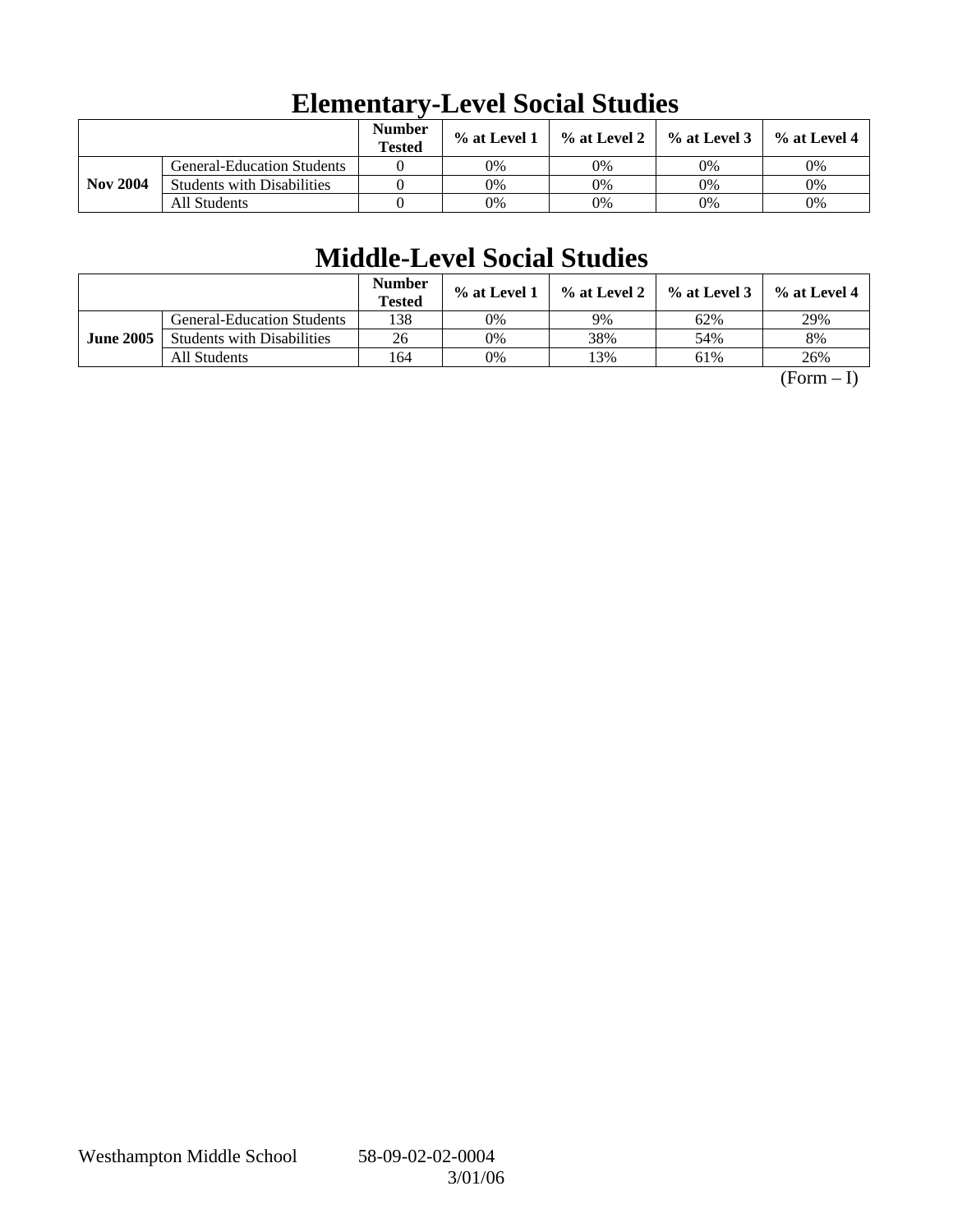# Elementary-Level Social Studies

| | | Number Tested | % at Level 1 | % at Level 2 | % at Level 3 | % at Level 4 |
|---|---|---|---|---|---|---|
| **Nov 2004** | General-Education Students | 0 | 0% | 0% | 0% | 0% |
| | Students with Disabilities | 0 | 0% | 0% | 0% | 0% |
| | All Students | 0 | 0% | 0% | 0% | 0% |

# Middle-Level Social Studies

| | | Number Tested | % at Level 1 | % at Level 2 | % at Level 3 | % at Level 4 |
|---|---|---|---|---|---|---|
| **June 2005** | General-Education Students | 138 | 0% | 9% | 62% | 29% |
| | Students with Disabilities | 26 | 0% | 38% | 54% | 8% |
| | All Students | 164 | 0% | 13% | 61% | 26% |

(Form – I)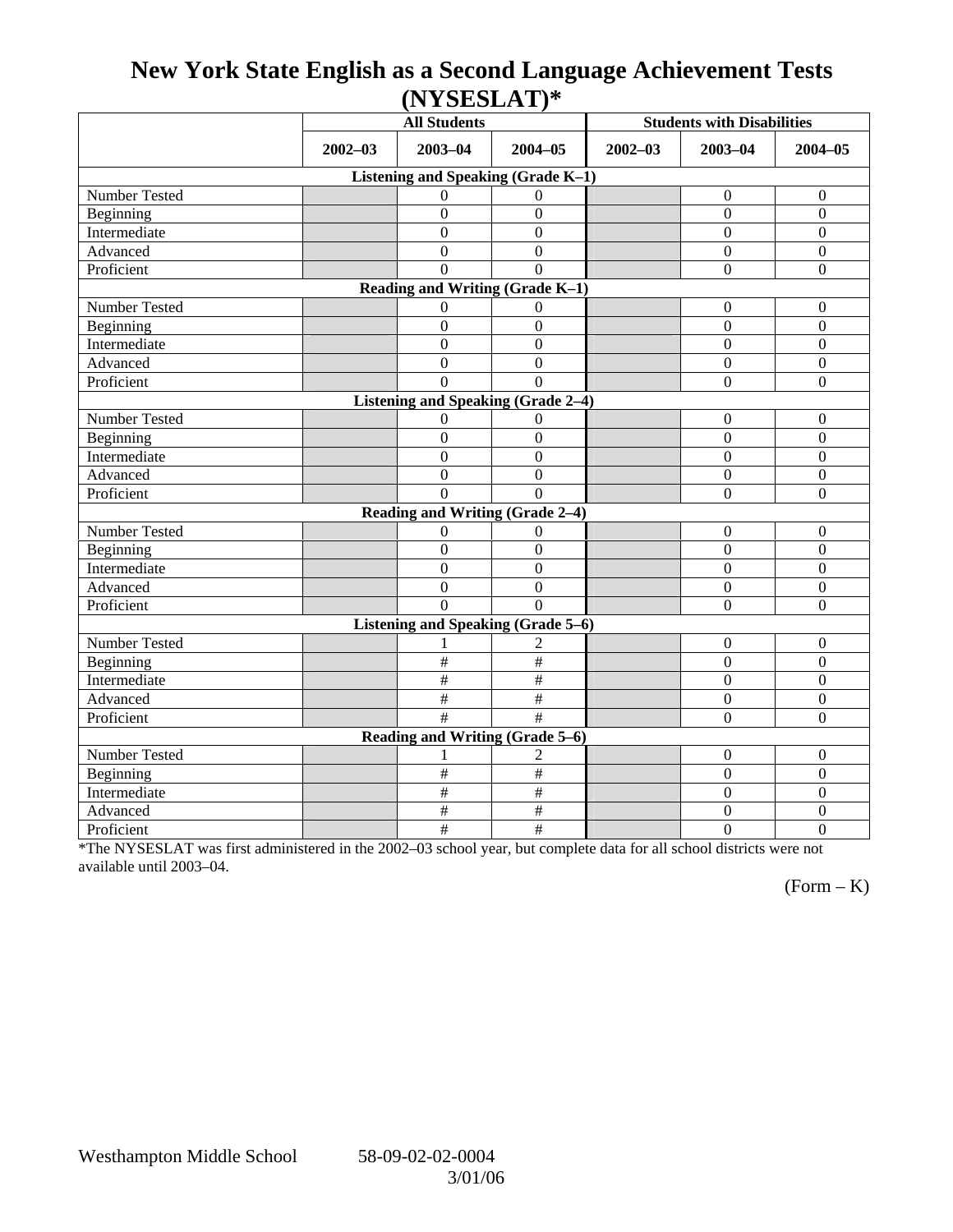# New York State English as a Second Language Achievement Tests (NYSESLAT)*

| | All Students | | | Students with Disabilities | | |
|---|---|---|---|---|---|---|
| | 2002–03 | 2003–04 | 2004–05 | 2002–03 | 2003–04 | 2004–05 |
| **Listening and Speaking (Grade K–1)** | | | | | | |
| Number Tested | | 0 | 0 | | 0 | 0 |
| Beginning | | 0 | 0 | | 0 | 0 |
| Intermediate | | 0 | 0 | | 0 | 0 |
| Advanced | | 0 | 0 | | 0 | 0 |
| Proficient | | 0 | 0 | | 0 | 0 |
| **Reading and Writing (Grade K–1)** | | | | | | |
| Number Tested | | 0 | 0 | | 0 | 0 |
| Beginning | | 0 | 0 | | 0 | 0 |
| Intermediate | | 0 | 0 | | 0 | 0 |
| Advanced | | 0 | 0 | | 0 | 0 |
| Proficient | | 0 | 0 | | 0 | 0 |
| **Listening and Speaking (Grade 2–4)** | | | | | | |
| Number Tested | | 0 | 0 | | 0 | 0 |
| Beginning | | 0 | 0 | | 0 | 0 |
| Intermediate | | 0 | 0 | | 0 | 0 |
| Advanced | | 0 | 0 | | 0 | 0 |
| Proficient | | 0 | 0 | | 0 | 0 |
| **Reading and Writing (Grade 2–4)** | | | | | | |
| Number Tested | | 0 | 0 | | 0 | 0 |
| Beginning | | 0 | 0 | | 0 | 0 |
| Intermediate | | 0 | 0 | | 0 | 0 |
| Advanced | | 0 | 0 | | 0 | 0 |
| Proficient | | 0 | 0 | | 0 | 0 |
| **Listening and Speaking (Grade 5–6)** | | | | | | |
| Number Tested | | 1 | 2 | | 0 | 0 |
| Beginning | | # | # | | 0 | 0 |
| Intermediate | | # | # | | 0 | 0 |
| Advanced | | # | # | | 0 | 0 |
| Proficient | | # | # | | 0 | 0 |
| **Reading and Writing (Grade 5–6)** | | | | | | |
| Number Tested | | 1 | 2 | | 0 | 0 |
| Beginning | | # | # | | 0 | 0 |
| Intermediate | | # | # | | 0 | 0 |
| Advanced | | # | # | | 0 | 0 |
| Proficient | | # | # | | 0 | 0 |

*The NYSESLAT was first administered in the 2002–03 school year, but complete data for all school districts were not available until 2003–04.

(Form – K)

Westhampton Middle School 58-09-02-02-0004

3/01/06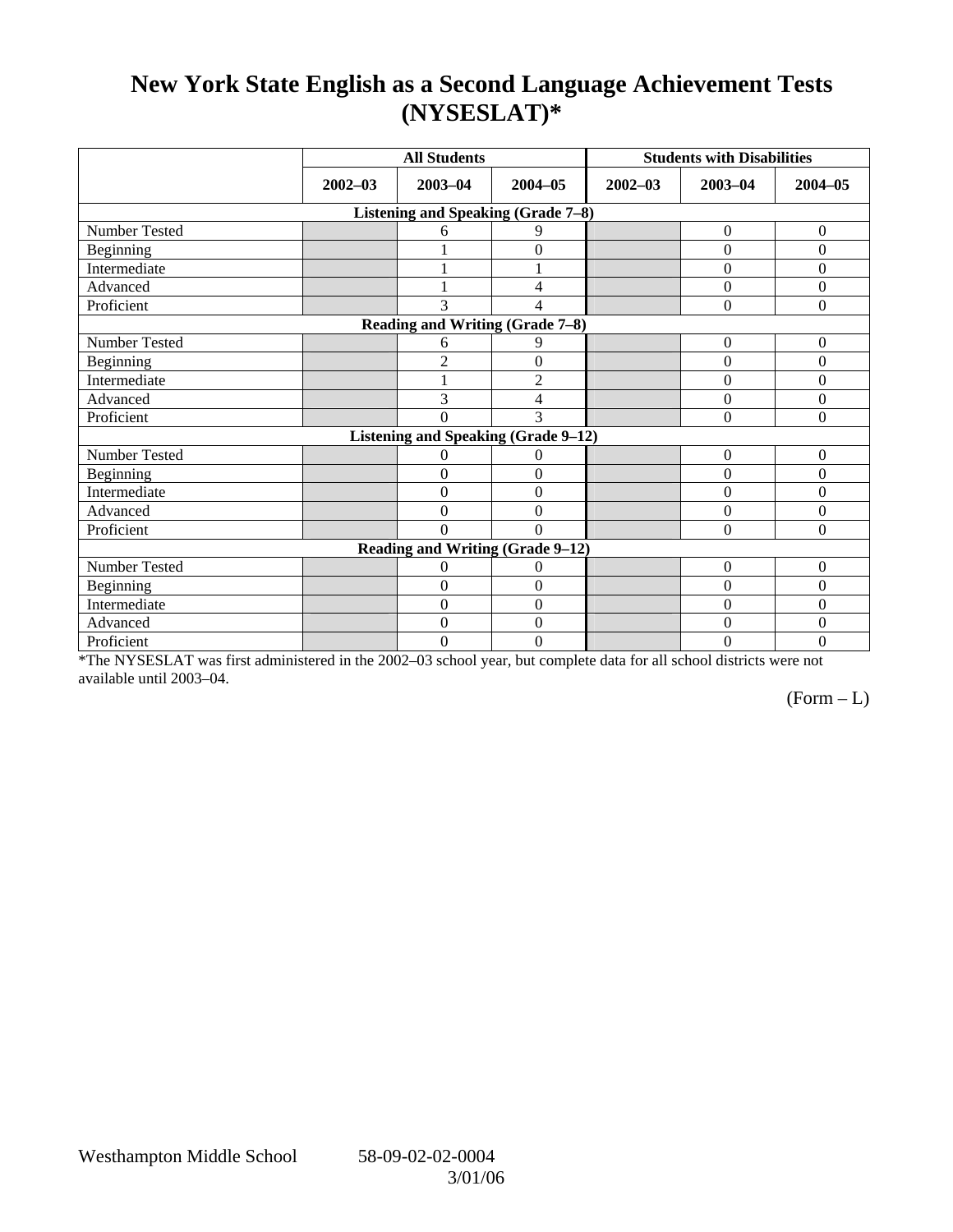# New York State English as a Second Language Achievement Tests (NYSESLAT)*

| | All Students | | | Students with Disabilities | | |
|---|---|---|---|---|---|---|
| | 2002–03 | 2003–04 | 2004–05 | 2002–03 | 2003–04 | 2004–05 |
| **Listening and Speaking (Grade 7–8)** | | | | | | |
| Number Tested | | 6 | 9 | | 0 | 0 |
| Beginning | | 1 | 0 | | 0 | 0 |
| Intermediate | | 1 | 1 | | 0 | 0 |
| Advanced | | 1 | 4 | | 0 | 0 |
| Proficient | | 3 | 4 | | 0 | 0 |
| **Reading and Writing (Grade 7–8)** | | | | | | |
| Number Tested | | 6 | 9 | | 0 | 0 |
| Beginning | | 2 | 0 | | 0 | 0 |
| Intermediate | | 1 | 2 | | 0 | 0 |
| Advanced | | 3 | 4 | | 0 | 0 |
| Proficient | | 0 | 3 | | 0 | 0 |
| **Listening and Speaking (Grade 9–12)** | | | | | | |
| Number Tested | | 0 | 0 | | 0 | 0 |
| Beginning | | 0 | 0 | | 0 | 0 |
| Intermediate | | 0 | 0 | | 0 | 0 |
| Advanced | | 0 | 0 | | 0 | 0 |
| Proficient | | 0 | 0 | | 0 | 0 |
| **Reading and Writing (Grade 9–12)** | | | | | | |
| Number Tested | | 0 | 0 | | 0 | 0 |
| Beginning | | 0 | 0 | | 0 | 0 |
| Intermediate | | 0 | 0 | | 0 | 0 |
| Advanced | | 0 | 0 | | 0 | 0 |
| Proficient | | 0 | 0 | | 0 | 0 |

*The NYSESLAT was first administered in the 2002–03 school year, but complete data for all school districts were not available until 2003–04.

(Form – L)